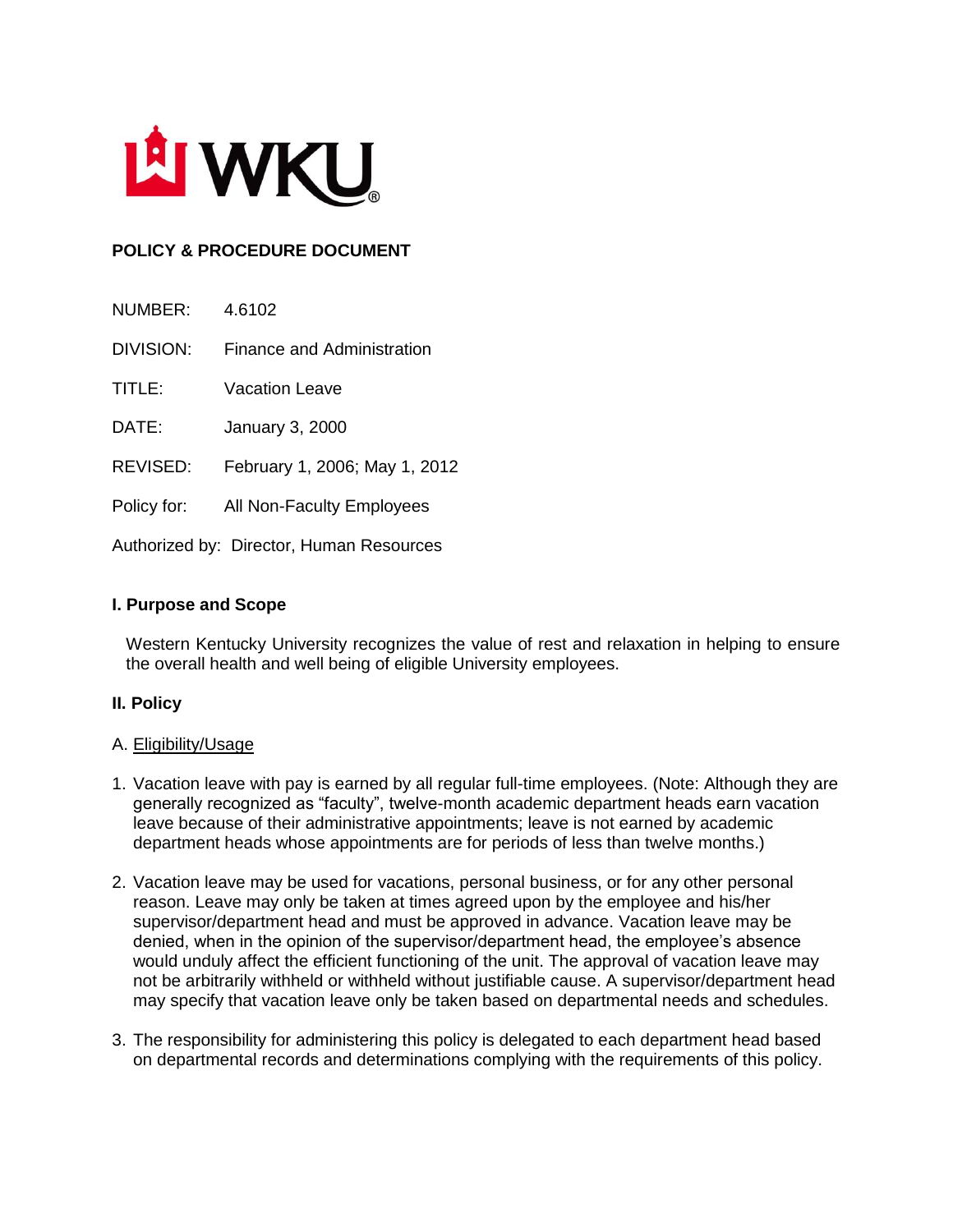**POLICY & PROCEDURE DOCUMENT**

NUMBER: 4.6102

DIVISION: Finance and Administration

TITLE: Vacation Leave

DATE: January 3, 2000

REVISED: February 1, 2006; May 1, 2012

Policy for: All Non-Faculty Employees

Authorized by: Director, Human Resources

## I. Purpose and Scope

Western Kentucky University recognizes the value of rest and relaxation in helping to ensure the overall health and well being of eligible University employees.

## II. Policy

A. Eligibility/Usage

1. Vacation leave with pay is earned by all regular full-time employees. (Note: Although they are generally recognized as "faculty", twelve-month academic department heads earn vacation leave because of their administrative appointments; leave is not earned by academic department heads whose appointments are for periods of less than twelve months.)

2. Vacation leave may be used for vacations, personal business, or for any other personal reason. Leave may only be taken at times agreed upon by the employee and his/her supervisor/department head and must be approved in advance. Vacation leave may be denied, when in the opinion of the supervisor/department head, the employee's absence would unduly affect the efficient functioning of the unit. The approval of vacation leave may not be arbitrarily withheld or withheld without justifiable cause. A supervisor/department head may specify that vacation leave only be taken based on departmental needs and schedules.

3. The responsibility for administering this policy is delegated to each department head based on departmental records and determinations complying with the requirements of this policy.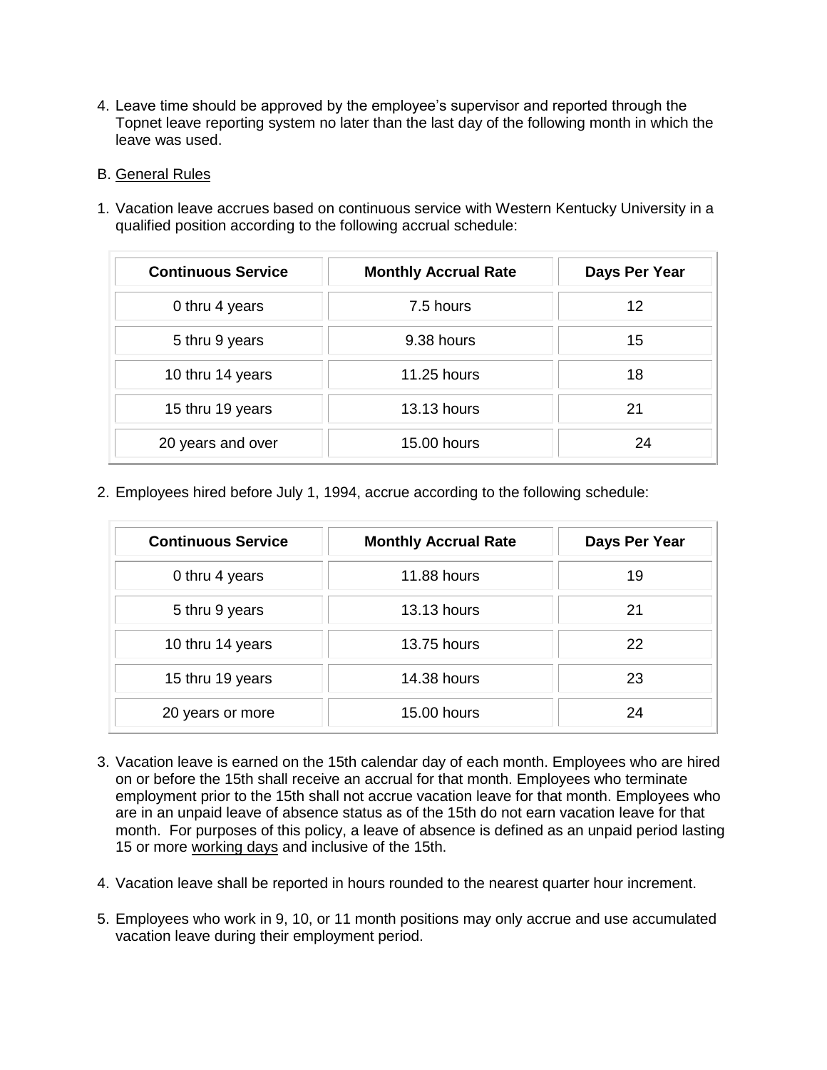4. Leave time should be approved by the employee's supervisor and reported through the Topnet leave reporting system no later than the last day of the following month in which the leave was used.

B. General Rules

1. Vacation leave accrues based on continuous service with Western Kentucky University in a qualified position according to the following accrual schedule:

| Continuous Service | Monthly Accrual Rate | Days Per Year |
|---|---|---|
| 0 thru 4 years | 7.5 hours | 12 |
| 5 thru 9 years | 9.38 hours | 15 |
| 10 thru 14 years | 11.25 hours | 18 |
| 15 thru 19 years | 13.13 hours | 21 |
| 20 years and over | 15.00 hours | 24 |

2. Employees hired before July 1, 1994, accrue according to the following schedule:

| Continuous Service | Monthly Accrual Rate | Days Per Year |
|---|---|---|
| 0 thru 4 years | 11.88 hours | 19 |
| 5 thru 9 years | 13.13 hours | 21 |
| 10 thru 14 years | 13.75 hours | 22 |
| 15 thru 19 years | 14.38 hours | 23 |
| 20 years or more | 15.00 hours | 24 |

3. Vacation leave is earned on the 15th calendar day of each month. Employees who are hired on or before the 15th shall receive an accrual for that month. Employees who terminate employment prior to the 15th shall not accrue vacation leave for that month. Employees who are in an unpaid leave of absence status as of the 15th do not earn vacation leave for that month. For purposes of this policy, a leave of absence is defined as an unpaid period lasting 15 or more working days and inclusive of the 15th.

4. Vacation leave shall be reported in hours rounded to the nearest quarter hour increment.

5. Employees who work in 9, 10, or 11 month positions may only accrue and use accumulated vacation leave during their employment period.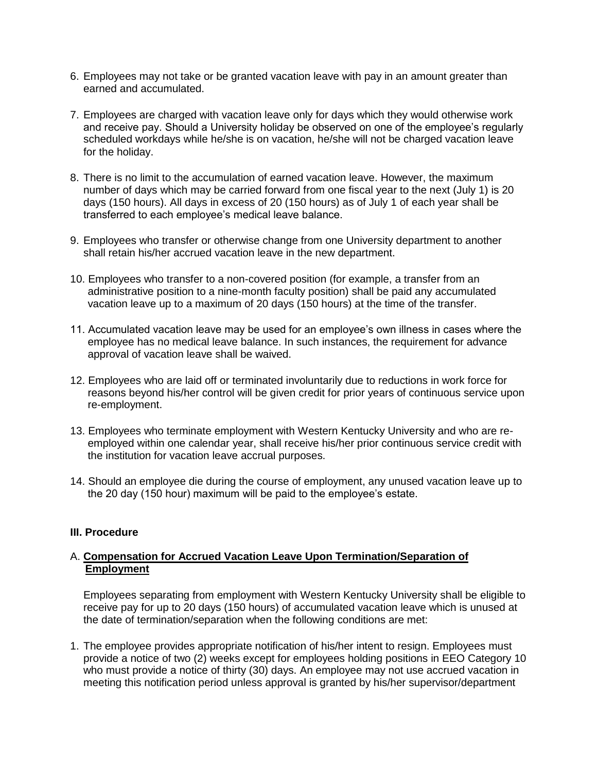6. Employees may not take or be granted vacation leave with pay in an amount greater than earned and accumulated.

7. Employees are charged with vacation leave only for days which they would otherwise work and receive pay. Should a University holiday be observed on one of the employee's regularly scheduled workdays while he/she is on vacation, he/she will not be charged vacation leave for the holiday.

8. There is no limit to the accumulation of earned vacation leave. However, the maximum number of days which may be carried forward from one fiscal year to the next (July 1) is 20 days (150 hours). All days in excess of 20 (150 hours) as of July 1 of each year shall be transferred to each employee's medical leave balance.

9. Employees who transfer or otherwise change from one University department to another shall retain his/her accrued vacation leave in the new department.

10. Employees who transfer to a non-covered position (for example, a transfer from an administrative position to a nine-month faculty position) shall be paid any accumulated vacation leave up to a maximum of 20 days (150 hours) at the time of the transfer.

11. Accumulated vacation leave may be used for an employee's own illness in cases where the employee has no medical leave balance. In such instances, the requirement for advance approval of vacation leave shall be waived.

12. Employees who are laid off or terminated involuntarily due to reductions in work force for reasons beyond his/her control will be given credit for prior years of continuous service upon re-employment.

13. Employees who terminate employment with Western Kentucky University and who are re-employed within one calendar year, shall receive his/her prior continuous service credit with the institution for vacation leave accrual purposes.

14. Should an employee die during the course of employment, any unused vacation leave up to the 20 day (150 hour) maximum will be paid to the employee's estate.

### III. Procedure

A. **Compensation for Accrued Vacation Leave Upon Termination/Separation of Employment**

Employees separating from employment with Western Kentucky University shall be eligible to receive pay for up to 20 days (150 hours) of accumulated vacation leave which is unused at the date of termination/separation when the following conditions are met:

1. The employee provides appropriate notification of his/her intent to resign. Employees must provide a notice of two (2) weeks except for employees holding positions in EEO Category 10 who must provide a notice of thirty (30) days. An employee may not use accrued vacation in meeting this notification period unless approval is granted by his/her supervisor/department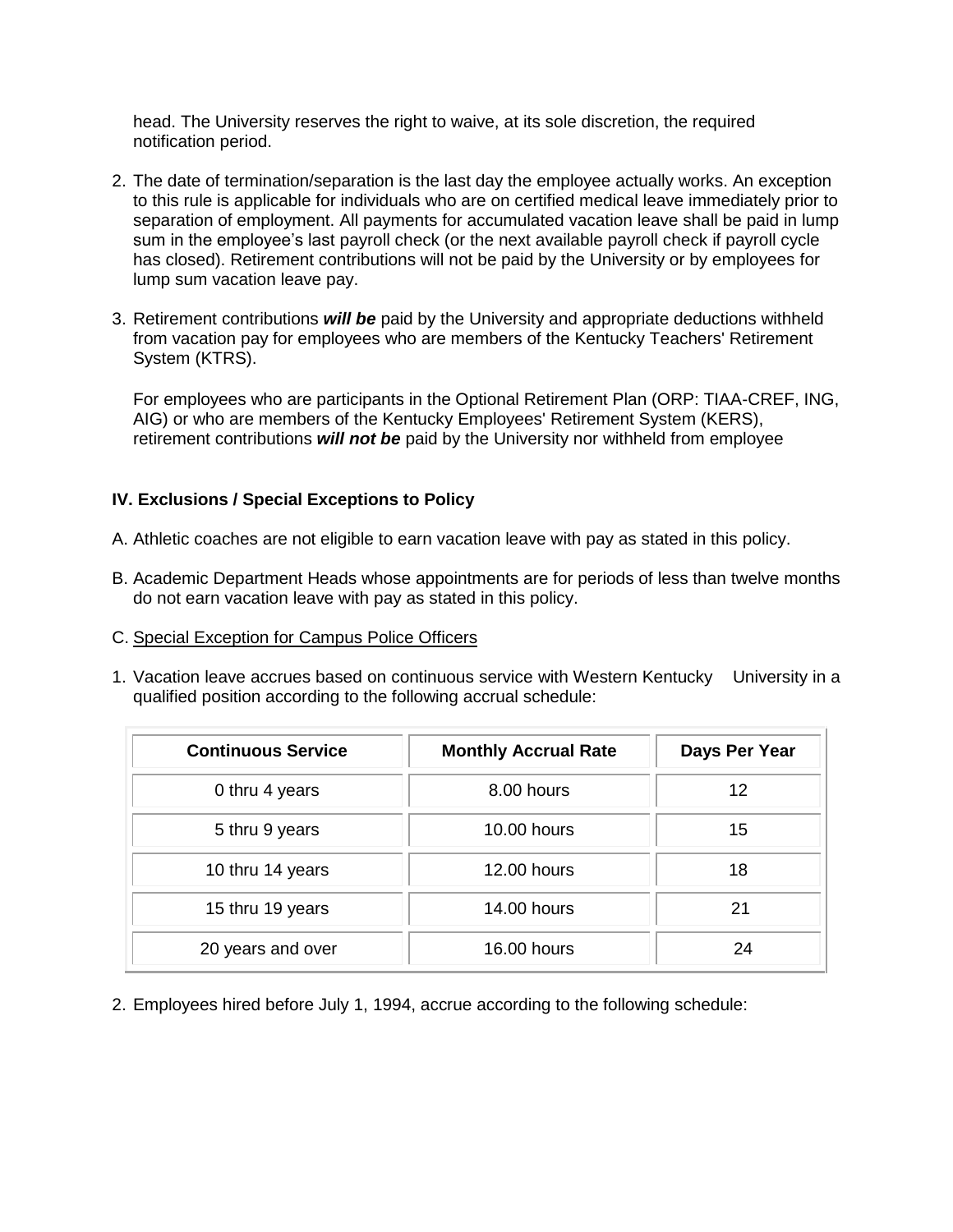head. The University reserves the right to waive, at its sole discretion, the required notification period.

2. The date of termination/separation is the last day the employee actually works. An exception to this rule is applicable for individuals who are on certified medical leave immediately prior to separation of employment. All payments for accumulated vacation leave shall be paid in lump sum in the employee's last payroll check (or the next available payroll check if payroll cycle has closed). Retirement contributions will not be paid by the University or by employees for lump sum vacation leave pay.

3. Retirement contributions ***will be*** paid by the University and appropriate deductions withheld from vacation pay for employees who are members of the Kentucky Teachers' Retirement System (KTRS).

   For employees who are participants in the Optional Retirement Plan (ORP: TIAA-CREF, ING, AIG) or who are members of the Kentucky Employees' Retirement System (KERS), retirement contributions ***will not be*** paid by the University nor withheld from employee

**IV. Exclusions / Special Exceptions to Policy**

A. Athletic coaches are not eligible to earn vacation leave with pay as stated in this policy.

B. Academic Department Heads whose appointments are for periods of less than twelve months do not earn vacation leave with pay as stated in this policy.

C. Special Exception for Campus Police Officers

1. Vacation leave accrues based on continuous service with Western Kentucky University in a qualified position according to the following accrual schedule:

| Continuous Service | Monthly Accrual Rate | Days Per Year |
|---|---|---|
| 0 thru 4 years | 8.00 hours | 12 |
| 5 thru 9 years | 10.00 hours | 15 |
| 10 thru 14 years | 12.00 hours | 18 |
| 15 thru 19 years | 14.00 hours | 21 |
| 20 years and over | 16.00 hours | 24 |

2. Employees hired before July 1, 1994, accrue according to the following schedule: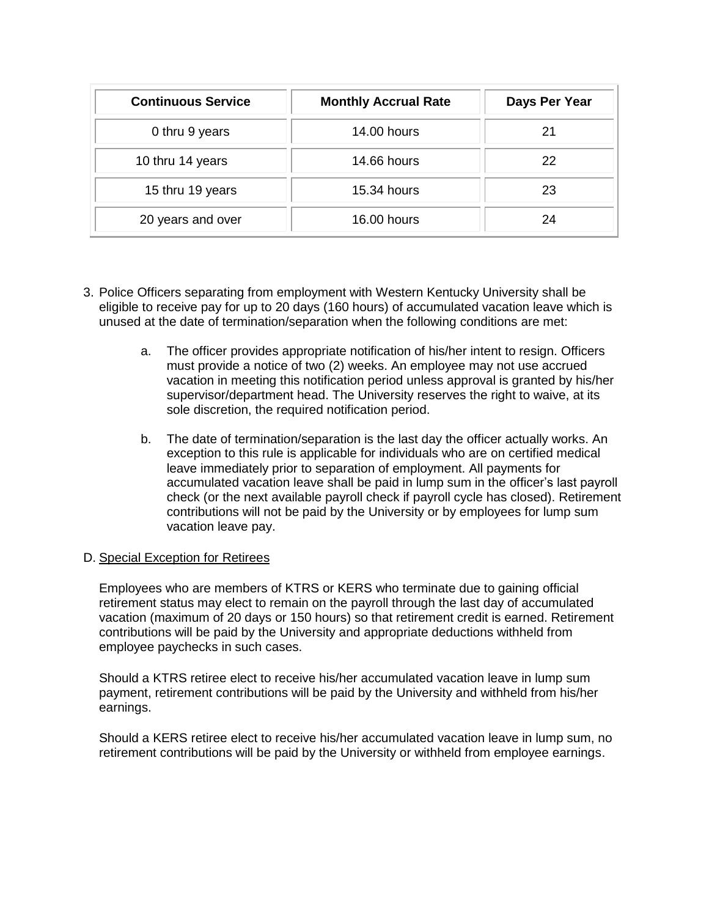| Continuous Service | Monthly Accrual Rate | Days Per Year |
|---|---|---|
| 0 thru 9 years | 14.00 hours | 21 |
| 10 thru 14 years | 14.66 hours | 22 |
| 15 thru 19 years | 15.34 hours | 23 |
| 20 years and over | 16.00 hours | 24 |

3. Police Officers separating from employment with Western Kentucky University shall be eligible to receive pay for up to 20 days (160 hours) of accumulated vacation leave which is unused at the date of termination/separation when the following conditions are met:

    a. The officer provides appropriate notification of his/her intent to resign. Officers must provide a notice of two (2) weeks. An employee may not use accrued vacation in meeting this notification period unless approval is granted by his/her supervisor/department head. The University reserves the right to waive, at its sole discretion, the required notification period.

    b. The date of termination/separation is the last day the officer actually works. An exception to this rule is applicable for individuals who are on certified medical leave immediately prior to separation of employment. All payments for accumulated vacation leave shall be paid in lump sum in the officer's last payroll check (or the next available payroll check if payroll cycle has closed). Retirement contributions will not be paid by the University or by employees for lump sum vacation leave pay.

D. Special Exception for Retirees

Employees who are members of KTRS or KERS who terminate due to gaining official retirement status may elect to remain on the payroll through the last day of accumulated vacation (maximum of 20 days or 150 hours) so that retirement credit is earned. Retirement contributions will be paid by the University and appropriate deductions withheld from employee paychecks in such cases.

Should a KTRS retiree elect to receive his/her accumulated vacation leave in lump sum payment, retirement contributions will be paid by the University and withheld from his/her earnings.

Should a KERS retiree elect to receive his/her accumulated vacation leave in lump sum, no retirement contributions will be paid by the University or withheld from employee earnings.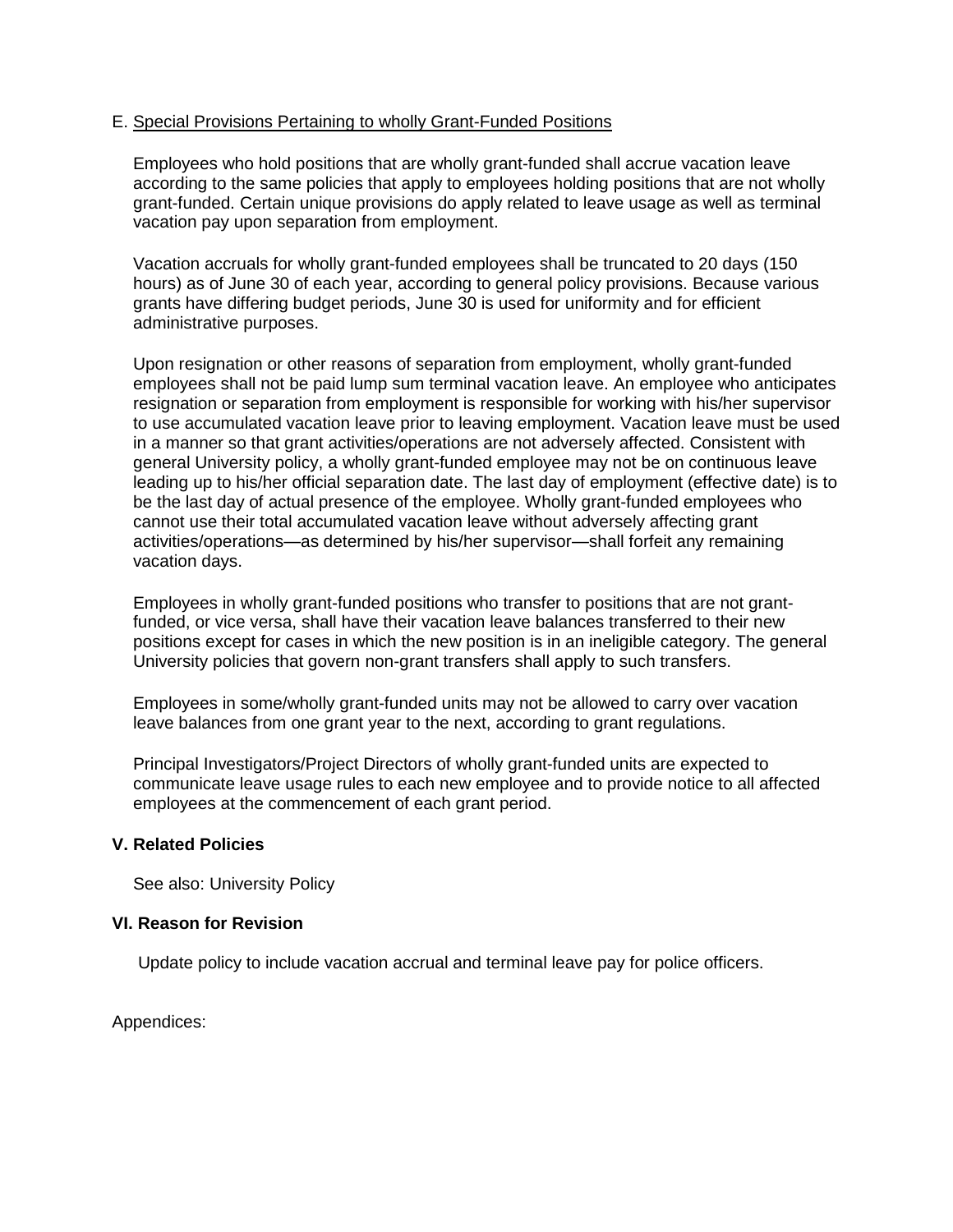E. Special Provisions Pertaining to wholly Grant-Funded Positions

Employees who hold positions that are wholly grant-funded shall accrue vacation leave according to the same policies that apply to employees holding positions that are not wholly grant-funded. Certain unique provisions do apply related to leave usage as well as terminal vacation pay upon separation from employment.

Vacation accruals for wholly grant-funded employees shall be truncated to 20 days (150 hours) as of June 30 of each year, according to general policy provisions. Because various grants have differing budget periods, June 30 is used for uniformity and for efficient administrative purposes.

Upon resignation or other reasons of separation from employment, wholly grant-funded employees shall not be paid lump sum terminal vacation leave. An employee who anticipates resignation or separation from employment is responsible for working with his/her supervisor to use accumulated vacation leave prior to leaving employment. Vacation leave must be used in a manner so that grant activities/operations are not adversely affected. Consistent with general University policy, a wholly grant-funded employee may not be on continuous leave leading up to his/her official separation date. The last day of employment (effective date) is to be the last day of actual presence of the employee. Wholly grant-funded employees who cannot use their total accumulated vacation leave without adversely affecting grant activities/operations—as determined by his/her supervisor—shall forfeit any remaining vacation days.

Employees in wholly grant-funded positions who transfer to positions that are not grant-funded, or vice versa, shall have their vacation leave balances transferred to their new positions except for cases in which the new position is in an ineligible category. The general University policies that govern non-grant transfers shall apply to such transfers.

Employees in some/wholly grant-funded units may not be allowed to carry over vacation leave balances from one grant year to the next, according to grant regulations.

Principal Investigators/Project Directors of wholly grant-funded units are expected to communicate leave usage rules to each new employee and to provide notice to all affected employees at the commencement of each grant period.

## V. Related Policies

See also: University Policy

## VI. Reason for Revision

Update policy to include vacation accrual and terminal leave pay for police officers.

Appendices: